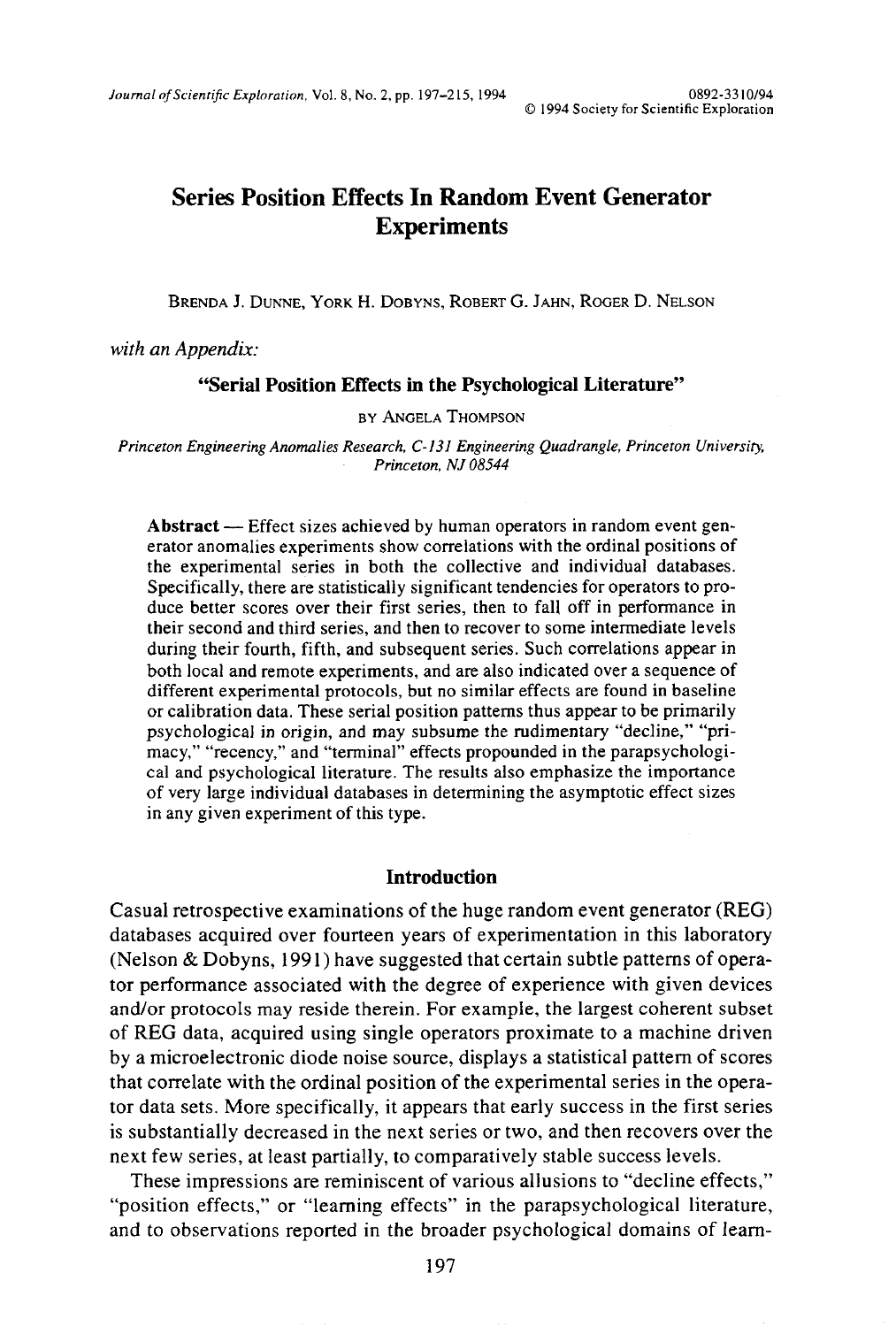# Series Position Effects In Random Event Generator Experiments

BRENDA J. DUNNE, YORK H. DOBYNS, ROBERT G. JAHN, ROGER D. NELSON

*with an Appendix:*

**"Serial Position Effects in the Psychological Literature"**

BY ANGELA THOMPSON

*Princeton Engineering Anomalies Research, C-131 Engineering Quadrangle, Princeton University, Princeton, NJ 08544*

**Abstract** — Effect sizes achieved by human operators in random event generator anomalies experiments show correlations with the ordinal positions of the experimental series in both the collective and individual databases. Specifically, there are statistically significant tendencies for operators to produce better scores over their first series, then to fall off in performance in their second and third series, and then to recover to some intermediate levels during their fourth, fifth, and subsequent series. Such correlations appear in both local and remote experiments, and are also indicated over a sequence of different experimental protocols, but no similar effects are found in baseline or calibration data. These serial position patterns thus appear to be primarily psychological in origin, and may subsume the rudimentary "decline," "primacy," "recency," and "terminal" effects propounded in the parapsychological and psychological literature. The results also emphasize the importance of very large individual databases in determining the asymptotic effect sizes in any given experiment of this type.

## Introduction

Casual retrospective examinations of the huge random event generator (REG) databases acquired over fourteen years of experimentation in this laboratory (Nelson & Dobyns, 1991) have suggested that certain subtle patterns of operator performance associated with the degree of experience with given devices and/or protocols may reside therein. For example, the largest coherent subset of REG data, acquired using single operators proximate to a machine driven by a microelectronic diode noise source, displays a statistical pattern of scores that correlate with the ordinal position of the experimental series in the operator data sets. More specifically, it appears that early success in the first series is substantially decreased in the next series or two, and then recovers over the next few series, at least partially, to comparatively stable success levels.

These impressions are reminiscent of various allusions to "decline effects," "position effects," or "learning effects" in the parapsychological literature, and to observations reported in the broader psychological domains of learn-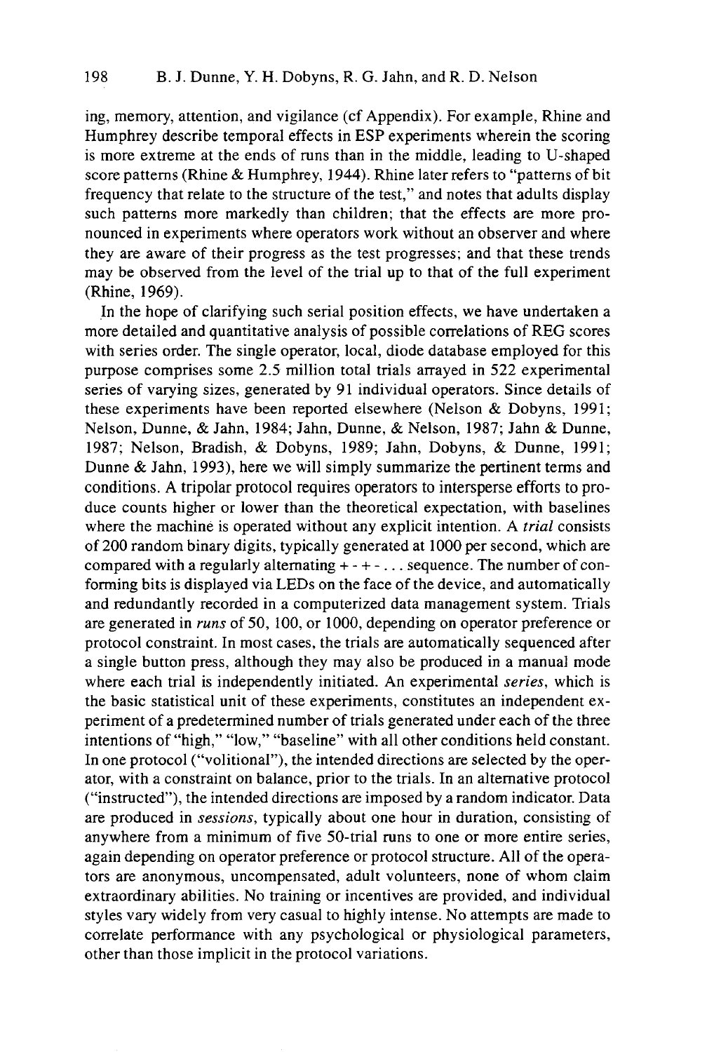ing, memory, attention, and vigilance (cf Appendix). For example, Rhine and Humphrey describe temporal effects in ESP experiments wherein the scoring is more extreme at the ends of runs than in the middle, leading to U-shaped score patterns (Rhine & Humphrey, 1944). Rhine later refers to "patterns of bit frequency that relate to the structure of the test," and notes that adults display such patterns more markedly than children; that the effects are more pronounced in experiments where operators work without an observer and where they are aware of their progress as the test progresses; and that these trends may be observed from the level of the trial up to that of the full experiment (Rhine, 1969).

In the hope of clarifying such serial position effects, we have undertaken a more detailed and quantitative analysis of possible correlations of REG scores with series order. The single operator, local, diode database employed for this purpose comprises some 2.5 million total trials arrayed in 522 experimental series of varying sizes, generated by 91 individual operators. Since details of these experiments have been reported elsewhere (Nelson & Dobyns, 1991; Nelson, Dunne, & Jahn, 1984; Jahn, Dunne, & Nelson, 1987; Jahn & Dunne, 1987; Nelson, Bradish, & Dobyns, 1989; Jahn, Dobyns, & Dunne, 1991; Dunne & Jahn, 1993), here we will simply summarize the pertinent terms and conditions. A tripolar protocol requires operators to intersperse efforts to produce counts higher or lower than the theoretical expectation, with baselines where the machine is operated without any explicit intention. A *trial* consists of 200 random binary digits, typically generated at 1000 per second, which are compared with a regularly alternating + - + - . . . sequence. The number of conforming bits is displayed via LEDs on the face of the device, and automatically and redundantly recorded in a computerized data management system. Trials are generated in *runs* of 50, 100, or 1000, depending on operator preference or protocol constraint. In most cases, the trials are automatically sequenced after a single button press, although they may also be produced in a manual mode where each trial is independently initiated. An experimental *series*, which is the basic statistical unit of these experiments, constitutes an independent experiment of a predetermined number of trials generated under each of the three intentions of "high," "low," "baseline" with all other conditions held constant. In one protocol ("volitional"), the intended directions are selected by the operator, with a constraint on balance, prior to the trials. In an alternative protocol ("instructed"), the intended directions are imposed by a random indicator. Data are produced in *sessions*, typically about one hour in duration, consisting of anywhere from a minimum of five 50-trial runs to one or more entire series, again depending on operator preference or protocol structure. All of the operators are anonymous, uncompensated, adult volunteers, none of whom claim extraordinary abilities. No training or incentives are provided, and individual styles vary widely from very casual to highly intense. No attempts are made to correlate performance with any psychological or physiological parameters, other than those implicit in the protocol variations.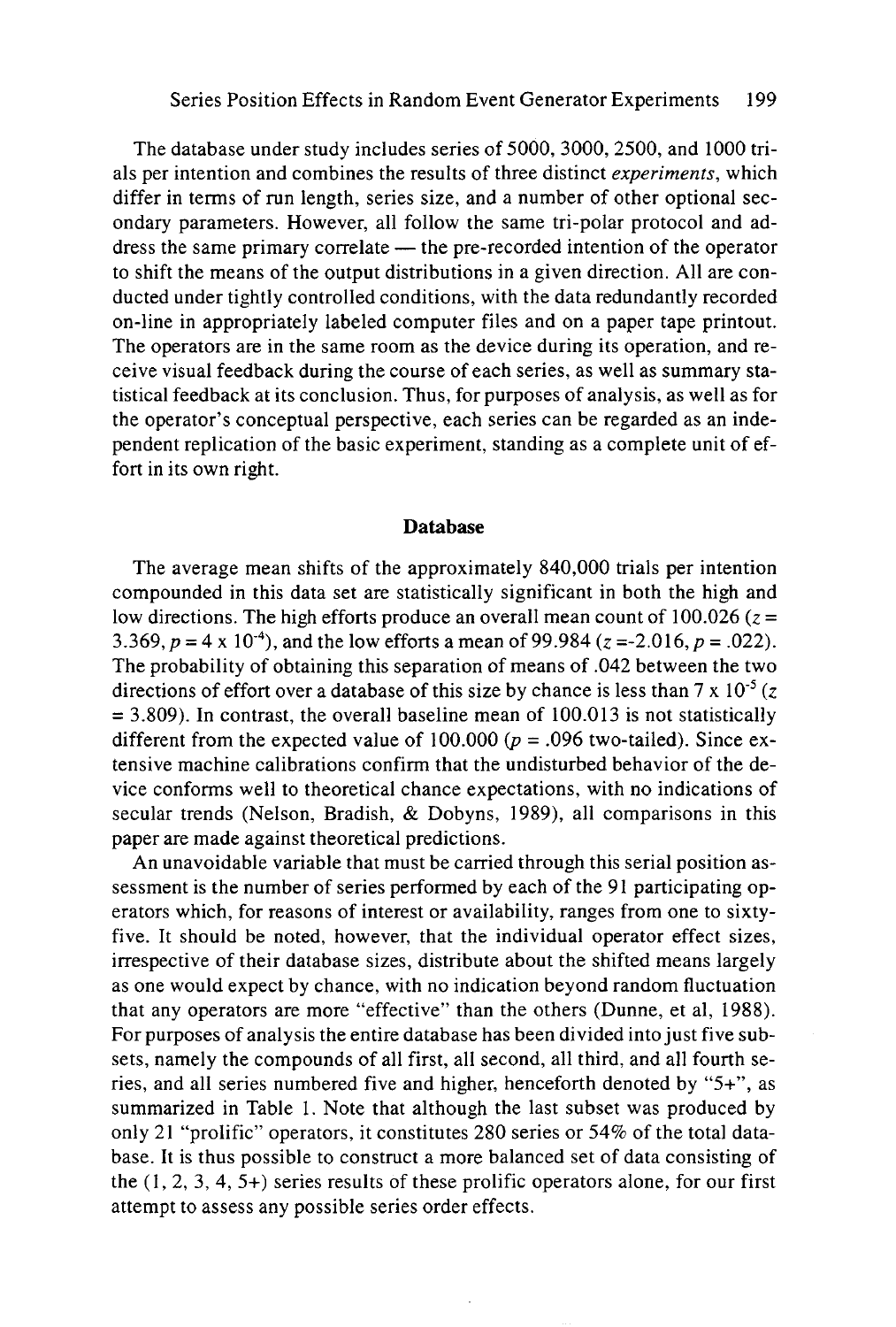The database under study includes series of 5000, 3000, 2500, and 1000 trials per intention and combines the results of three distinct *experiments*, which differ in terms of run length, series size, and a number of other optional secondary parameters. However, all follow the same tri-polar protocol and address the same primary correlate — the pre-recorded intention of the operator to shift the means of the output distributions in a given direction. All are conducted under tightly controlled conditions, with the data redundantly recorded on-line in appropriately labeled computer files and on a paper tape printout. The operators are in the same room as the device during its operation, and receive visual feedback during the course of each series, as well as summary statistical feedback at its conclusion. Thus, for purposes of analysis, as well as for the operator's conceptual perspective, each series can be regarded as an independent replication of the basic experiment, standing as a complete unit of effort in its own right.

## Database

The average mean shifts of the approximately 840,000 trials per intention compounded in this data set are statistically significant in both the high and low directions. The high efforts produce an overall mean count of 100.026 ($z = 3.369$, $p = 4 \times 10^{-4}$), and the low efforts a mean of 99.984 ($z = -2.016$, $p = .022$). The probability of obtaining this separation of means of .042 between the two directions of effort over a database of this size by chance is less than $7 \times 10^{-5}$ ($z = 3.809$). In contrast, the overall baseline mean of 100.013 is not statistically different from the expected value of 100.000 ($p = .096$ two-tailed). Since extensive machine calibrations confirm that the undisturbed behavior of the device conforms well to theoretical chance expectations, with no indications of secular trends (Nelson, Bradish, & Dobyns, 1989), all comparisons in this paper are made against theoretical predictions.

An unavoidable variable that must be carried through this serial position assessment is the number of series performed by each of the 91 participating operators which, for reasons of interest or availability, ranges from one to sixty-five. It should be noted, however, that the individual operator effect sizes, irrespective of their database sizes, distribute about the shifted means largely as one would expect by chance, with no indication beyond random fluctuation that any operators are more "effective" than the others (Dunne, et al, 1988). For purposes of analysis the entire database has been divided into just five subsets, namely the compounds of all first, all second, all third, and all fourth series, and all series numbered five and higher, henceforth denoted by "5+", as summarized in Table 1. Note that although the last subset was produced by only 21 "prolific" operators, it constitutes 280 series or 54% of the total database. It is thus possible to construct a more balanced set of data consisting of the (1, 2, 3, 4, 5+) series results of these prolific operators alone, for our first attempt to assess any possible series order effects.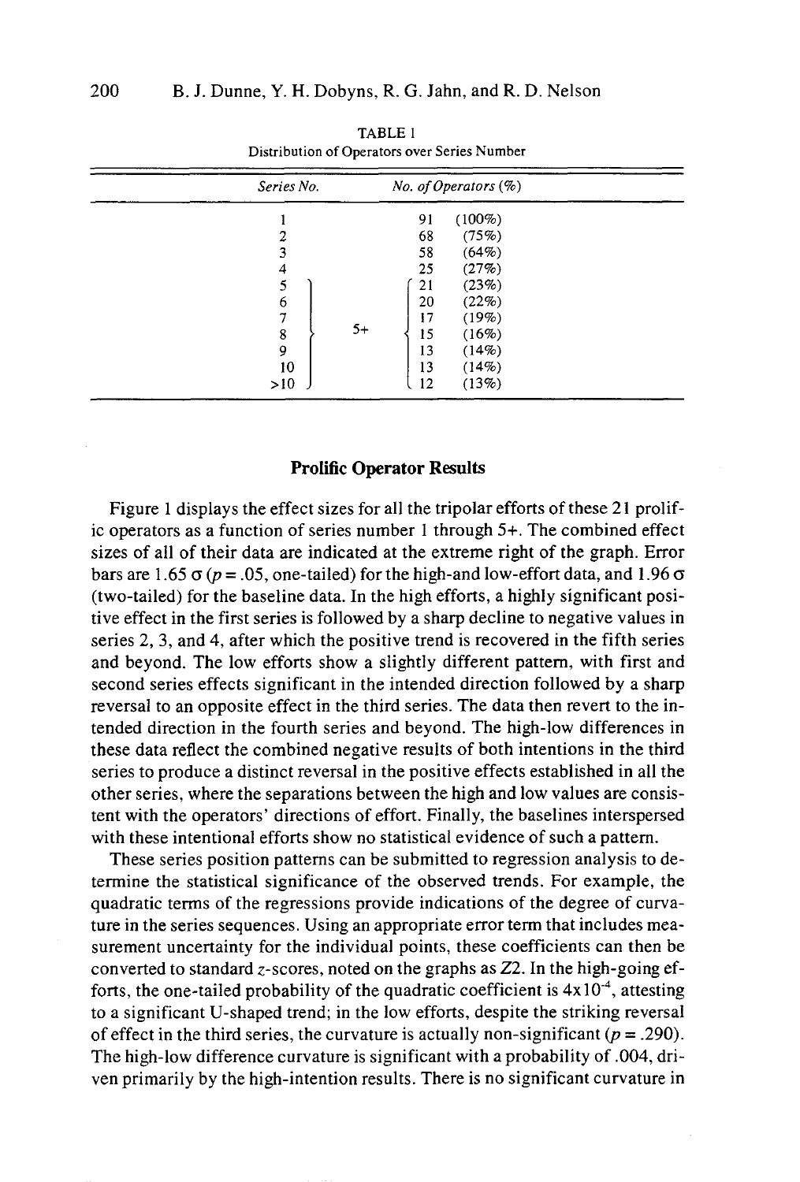TABLE 1
Distribution of Operators over Series Number

| Series No. | | No. of Operators (%) |
|---|---|---|
| 1 | | 91 (100%) |
| 2 | | 68 (75%) |
| 3 | | 58 (64%) |
| 4 | | 25 (27%) |
| 5 | 5+ | 21 (23%) |
| 6 | | 20 (22%) |
| 7 | | 17 (19%) |
| 8 | | 15 (16%) |
| 9 | | 13 (14%) |
| 10 | | 13 (14%) |
| >10 | | 12 (13%) |

## Prolific Operator Results

Figure 1 displays the effect sizes for all the tripolar efforts of these 21 prolific operators as a function of series number 1 through 5+. The combined effect sizes of all of their data are indicated at the extreme right of the graph. Error bars are 1.65 $\sigma$ ($p = .05$, one-tailed) for the high-and low-effort data, and 1.96 $\sigma$ (two-tailed) for the baseline data. In the high efforts, a highly significant positive effect in the first series is followed by a sharp decline to negative values in series 2, 3, and 4, after which the positive trend is recovered in the fifth series and beyond. The low efforts show a slightly different pattern, with first and second series effects significant in the intended direction followed by a sharp reversal to an opposite effect in the third series. The data then revert to the intended direction in the fourth series and beyond. The high-low differences in these data reflect the combined negative results of both intentions in the third series to produce a distinct reversal in the positive effects established in all the other series, where the separations between the high and low values are consistent with the operators' directions of effort. Finally, the baselines interspersed with these intentional efforts show no statistical evidence of such a pattern.

These series position patterns can be submitted to regression analysis to determine the statistical significance of the observed trends. For example, the quadratic terms of the regressions provide indications of the degree of curvature in the series sequences. Using an appropriate error term that includes measurement uncertainty for the individual points, these coefficients can then be converted to standard $z$-scores, noted on the graphs as Z2. In the high-going efforts, the one-tailed probability of the quadratic coefficient is $4 \times 10^{-4}$, attesting to a significant U-shaped trend; in the low efforts, despite the striking reversal of effect in the third series, the curvature is actually non-significant ($p = .290$). The high-low difference curvature is significant with a probability of .004, driven primarily by the high-intention results. There is no significant curvature in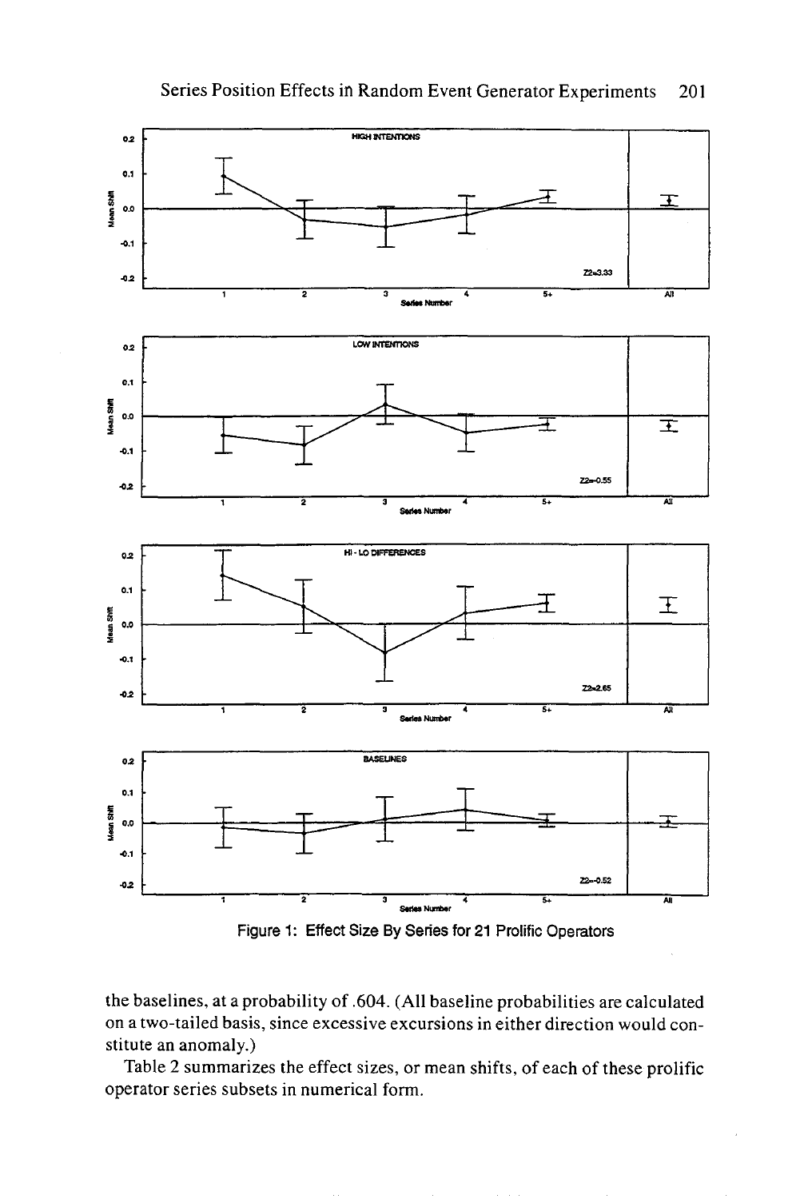Figure 1: Effect Size By Series for 21 Prolific Operators

the baselines, at a probability of .604. (All baseline probabilities are calculated on a two-tailed basis, since excessive excursions in either direction would constitute an anomaly.)

Table 2 summarizes the effect sizes, or mean shifts, of each of these prolific operator series subsets in numerical form.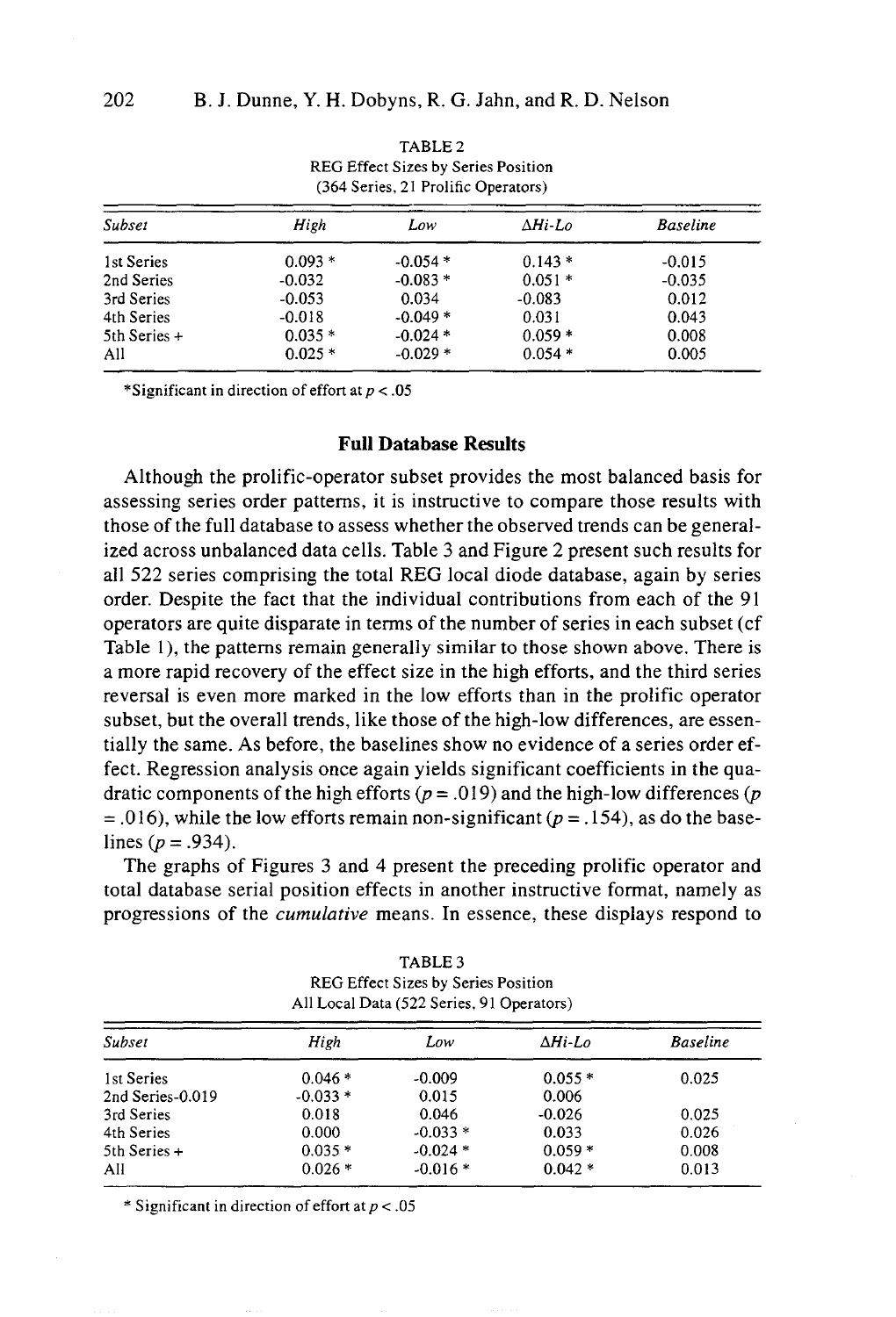TABLE 2
REG Effect Sizes by Series Position
(364 Series, 21 Prolific Operators)

| Subset | High | Low | ΔHi-Lo | Baseline |
|---|---|---|---|---|
| 1st Series | 0.093 * | -0.054 * | 0.143 * | -0.015 |
| 2nd Series | -0.032 | -0.083 * | 0.051 * | -0.035 |
| 3rd Series | -0.053 | 0.034 | -0.083 | 0.012 |
| 4th Series | -0.018 | -0.049 * | 0.031 | 0.043 |
| 5th Series + | 0.035 * | -0.024 * | 0.059 * | 0.008 |
| All | 0.025 * | -0.029 * | 0.054 * | 0.005 |

*Significant in direction of effort at $p < .05$

## Full Database Results

Although the prolific-operator subset provides the most balanced basis for assessing series order patterns, it is instructive to compare those results with those of the full database to assess whether the observed trends can be generalized across unbalanced data cells. Table 3 and Figure 2 present such results for all 522 series comprising the total REG local diode database, again by series order. Despite the fact that the individual contributions from each of the 91 operators are quite disparate in terms of the number of series in each subset (cf Table 1), the patterns remain generally similar to those shown above. There is a more rapid recovery of the effect size in the high efforts, and the third series reversal is even more marked in the low efforts than in the prolific operator subset, but the overall trends, like those of the high-low differences, are essentially the same. As before, the baselines show no evidence of a series order effect. Regression analysis once again yields significant coefficients in the quadratic components of the high efforts ($p = .019$) and the high-low differences ($p = .016$), while the low efforts remain non-significant ($p = .154$), as do the baselines ($p = .934$).

The graphs of Figures 3 and 4 present the preceding prolific operator and total database serial position effects in another instructive format, namely as progressions of the *cumulative* means. In essence, these displays respond to

TABLE 3
REG Effect Sizes by Series Position
All Local Data (522 Series, 91 Operators)

| Subset | High | Low | ΔHi-Lo | Baseline |
|---|---|---|---|---|
| 1st Series | 0.046 * | -0.009 | 0.055 * | 0.025 |
| 2nd Series-0.019 | -0.033 * | 0.015 | 0.006 | |
| 3rd Series | 0.018 | 0.046 | -0.026 | 0.025 |
| 4th Series | 0.000 | -0.033 * | 0.033 | 0.026 |
| 5th Series + | 0.035 * | -0.024 * | 0.059 * | 0.008 |
| All | 0.026 * | -0.016 * | 0.042 * | 0.013 |

* Significant in direction of effort at $p < .05$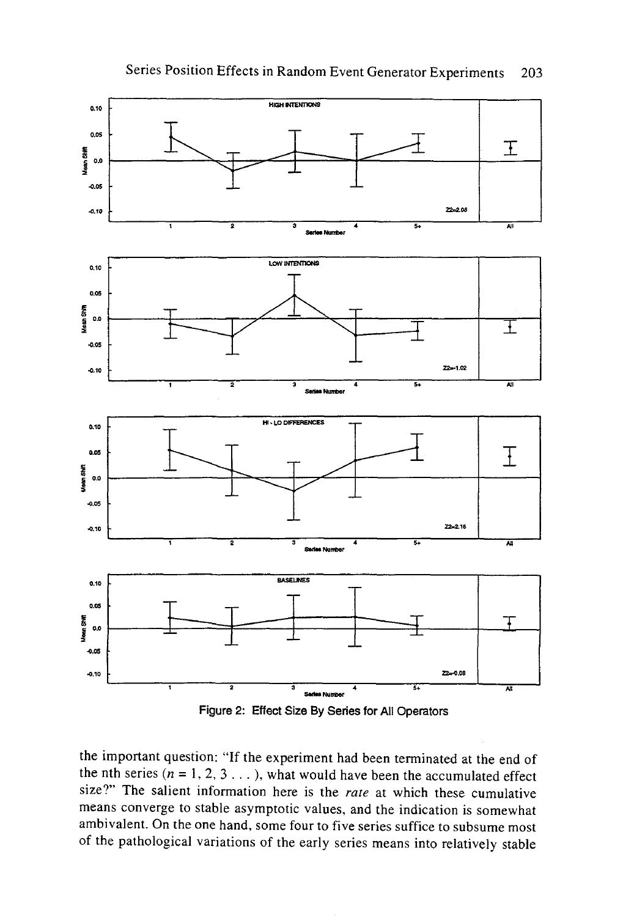Figure 2: Effect Size By Series for All Operators

the important question: "If the experiment had been terminated at the end of the nth series ($n = 1, 2, 3 \ldots$), what would have been the accumulated effect size?" The salient information here is the *rate* at which these cumulative means converge to stable asymptotic values, and the indication is somewhat ambivalent. On the one hand, some four to five series suffice to subsume most of the pathological variations of the early series means into relatively stable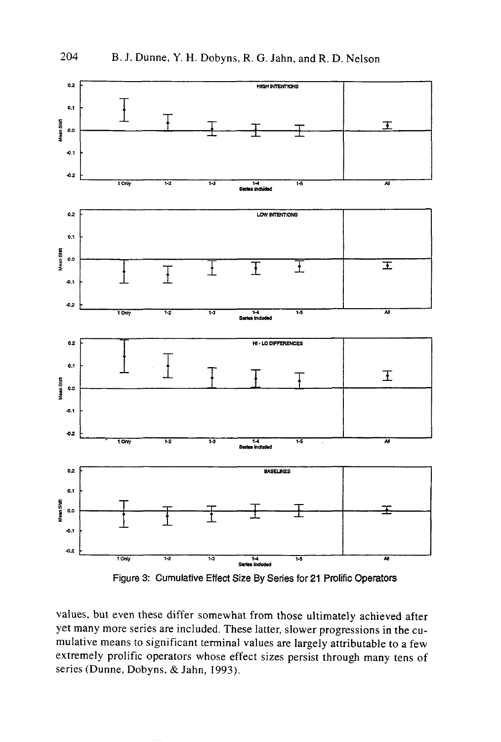Figure 3: Cumulative Effect Size By Series for 21 Prolific Operators

values, but even these differ somewhat from those ultimately achieved after yet many more series are included. These latter, slower progressions in the cumulative means to significant terminal values are largely attributable to a few extremely prolific operators whose effect sizes persist through many tens of series (Dunne, Dobyns, & Jahn, 1993).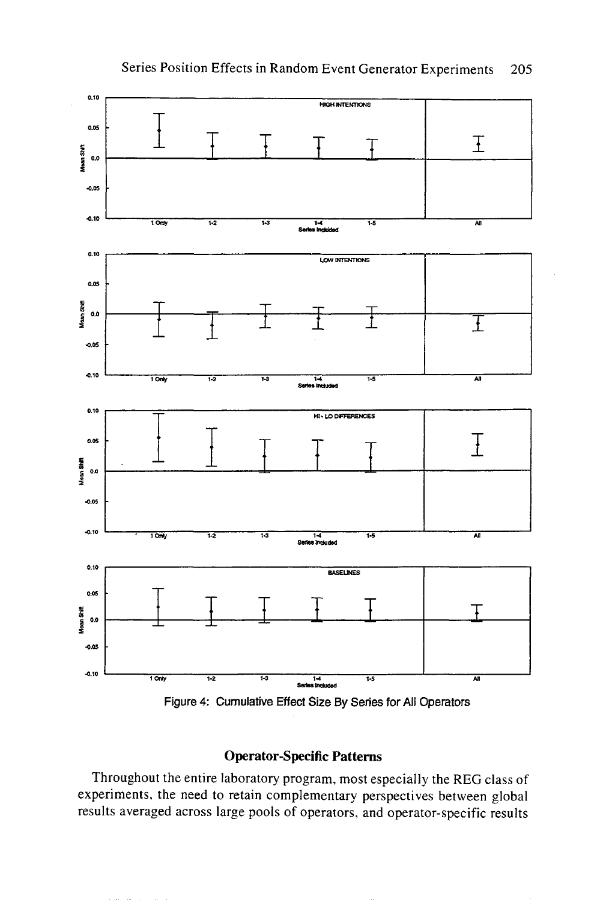Figure 4: Cumulative Effect Size By Series for All Operators

## Operator-Specific Patterns

Throughout the entire laboratory program, most especially the REG class of experiments, the need to retain complementary perspectives between global results averaged across large pools of operators, and operator-specific results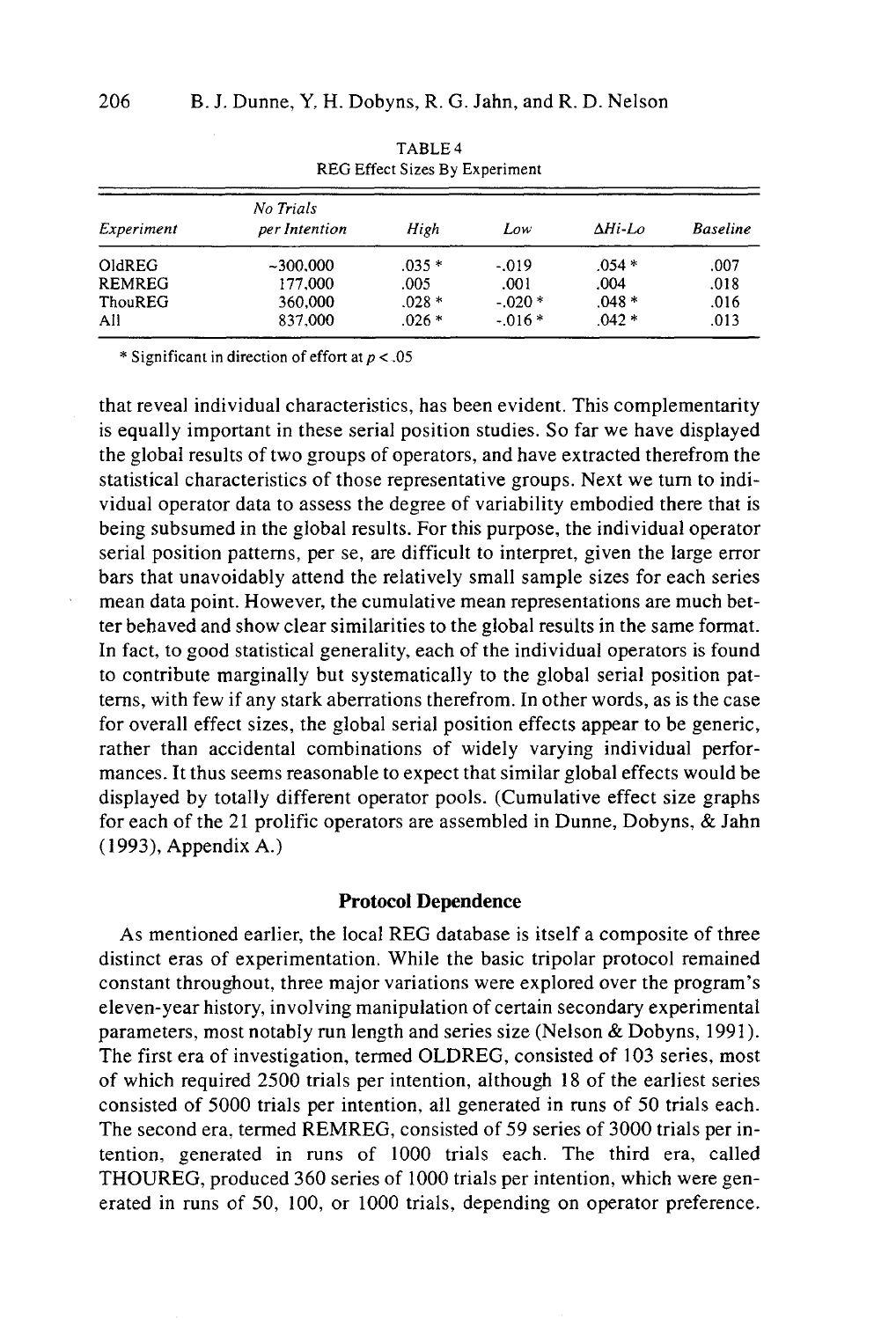TABLE 4
REG Effect Sizes By Experiment

| Experiment | No Trials per Intention | High | Low | ΔHi-Lo | Baseline |
|---|---|---|---|---|---|
| OldREG | ~300,000 | .035 * | -.019 | .054 * | .007 |
| REMREG | 177,000 | .005 | .001 | .004 | .018 |
| ThouREG | 360,000 | .028 * | -.020 * | .048 * | .016 |
| All | 837,000 | .026 * | -.016 * | .042 * | .013 |

* Significant in direction of effort at $p < .05$

that reveal individual characteristics, has been evident. This complementarity is equally important in these serial position studies. So far we have displayed the global results of two groups of operators, and have extracted therefrom the statistical characteristics of those representative groups. Next we turn to individual operator data to assess the degree of variability embodied there that is being subsumed in the global results. For this purpose, the individual operator serial position patterns, per se, are difficult to interpret, given the large error bars that unavoidably attend the relatively small sample sizes for each series mean data point. However, the cumulative mean representations are much better behaved and show clear similarities to the global results in the same format. In fact, to good statistical generality, each of the individual operators is found to contribute marginally but systematically to the global serial position patterns, with few if any stark aberrations therefrom. In other words, as is the case for overall effect sizes, the global serial position effects appear to be generic, rather than accidental combinations of widely varying individual performances. It thus seems reasonable to expect that similar global effects would be displayed by totally different operator pools. (Cumulative effect size graphs for each of the 21 prolific operators are assembled in Dunne, Dobyns, & Jahn (1993), Appendix A.)

## Protocol Dependence

As mentioned earlier, the local REG database is itself a composite of three distinct eras of experimentation. While the basic tripolar protocol remained constant throughout, three major variations were explored over the program's eleven-year history, involving manipulation of certain secondary experimental parameters, most notably run length and series size (Nelson & Dobyns, 1991). The first era of investigation, termed OLDREG, consisted of 103 series, most of which required 2500 trials per intention, although 18 of the earliest series consisted of 5000 trials per intention, all generated in runs of 50 trials each. The second era, termed REMREG, consisted of 59 series of 3000 trials per intention, generated in runs of 1000 trials each. The third era, called THOUREG, produced 360 series of 1000 trials per intention, which were generated in runs of 50, 100, or 1000 trials, depending on operator preference.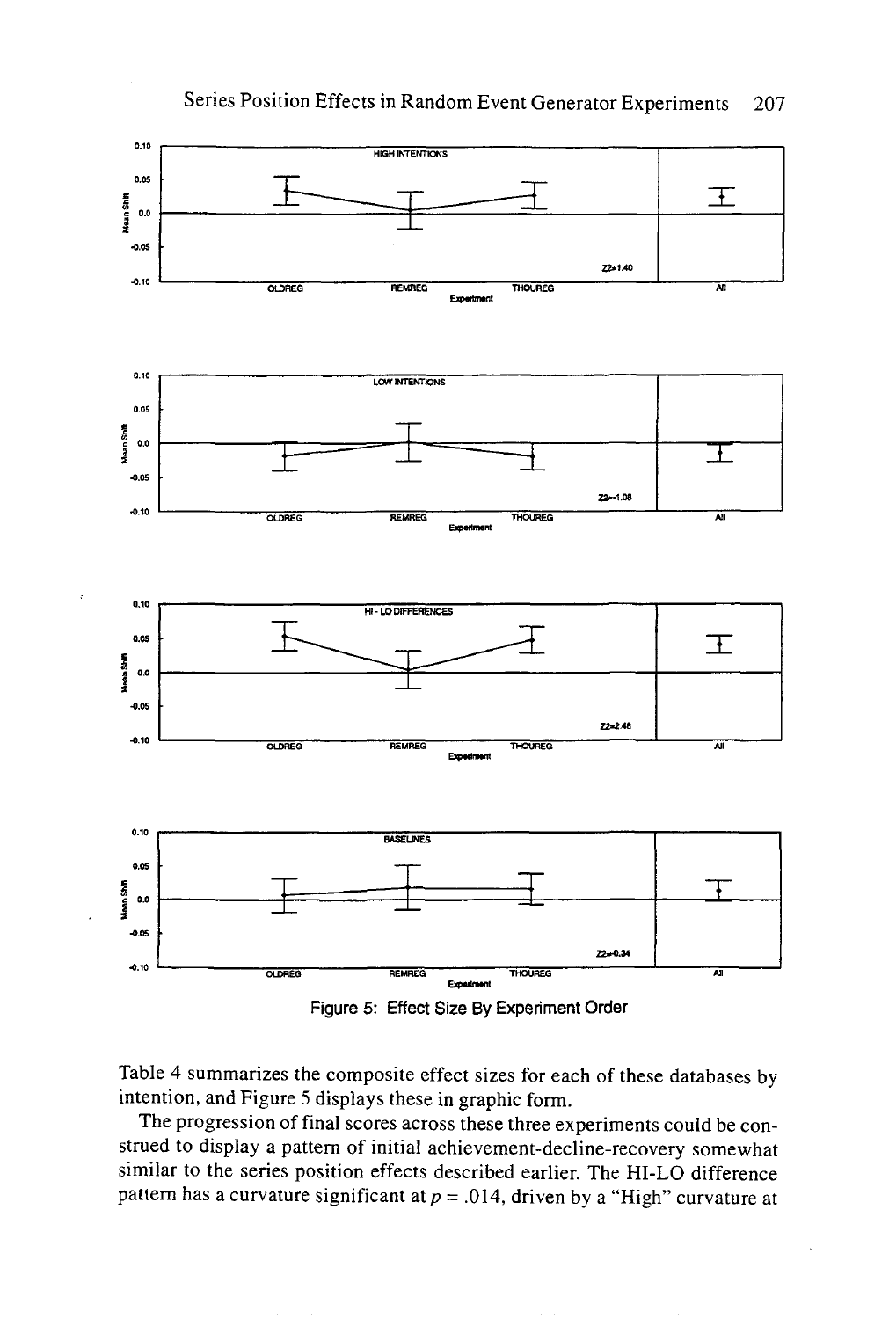Figure 5: Effect Size By Experiment Order

Table 4 summarizes the composite effect sizes for each of these databases by intention, and Figure 5 displays these in graphic form.

The progression of final scores across these three experiments could be construed to display a pattern of initial achievement-decline-recovery somewhat similar to the series position effects described earlier. The HI-LO difference pattern has a curvature significant at $p = .014$, driven by a "High" curvature at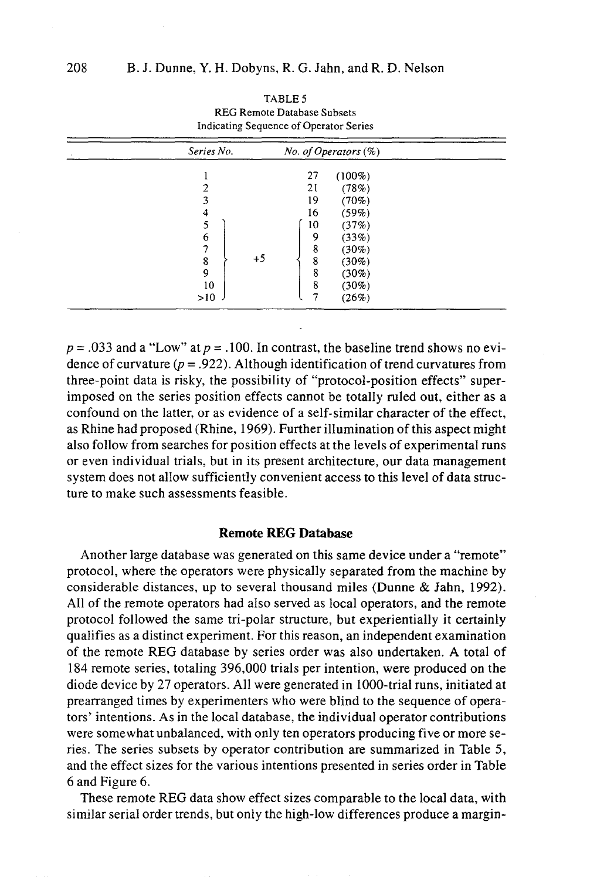TABLE 5
REG Remote Database Subsets
Indicating Sequence of Operator Series

| Series No. | | No. of Operators (%) |
|---|---|---|
| 1 | | 27 (100%) |
| 2 | | 21 (78%) |
| 3 | | 19 (70%) |
| 4 | | 16 (59%) |
| 5 | +5 | 10 (37%) |
| 6 | | 9 (33%) |
| 7 | | 8 (30%) |
| 8 | | 8 (30%) |
| 9 | | 8 (30%) |
| 10 | | 8 (30%) |
| >10 | | 7 (26%) |

$p = .033$ and a "Low" at $p = .100$. In contrast, the baseline trend shows no evidence of curvature ($p = .922$). Although identification of trend curvatures from three-point data is risky, the possibility of "protocol-position effects" superimposed on the series position effects cannot be totally ruled out, either as a confound on the latter, or as evidence of a self-similar character of the effect, as Rhine had proposed (Rhine, 1969). Further illumination of this aspect might also follow from searches for position effects at the levels of experimental runs or even individual trials, but in its present architecture, our data management system does not allow sufficiently convenient access to this level of data structure to make such assessments feasible.

### Remote REG Database

Another large database was generated on this same device under a "remote" protocol, where the operators were physically separated from the machine by considerable distances, up to several thousand miles (Dunne & Jahn, 1992). All of the remote operators had also served as local operators, and the remote protocol followed the same tri-polar structure, but experientially it certainly qualifies as a distinct experiment. For this reason, an independent examination of the remote REG database by series order was also undertaken. A total of 184 remote series, totaling 396,000 trials per intention, were produced on the diode device by 27 operators. All were generated in 1000-trial runs, initiated at prearranged times by experimenters who were blind to the sequence of operators' intentions. As in the local database, the individual operator contributions were somewhat unbalanced, with only ten operators producing five or more series. The series subsets by operator contribution are summarized in Table 5, and the effect sizes for the various intentions presented in series order in Table 6 and Figure 6.

These remote REG data show effect sizes comparable to the local data, with similar serial order trends, but only the high-low differences produce a margin-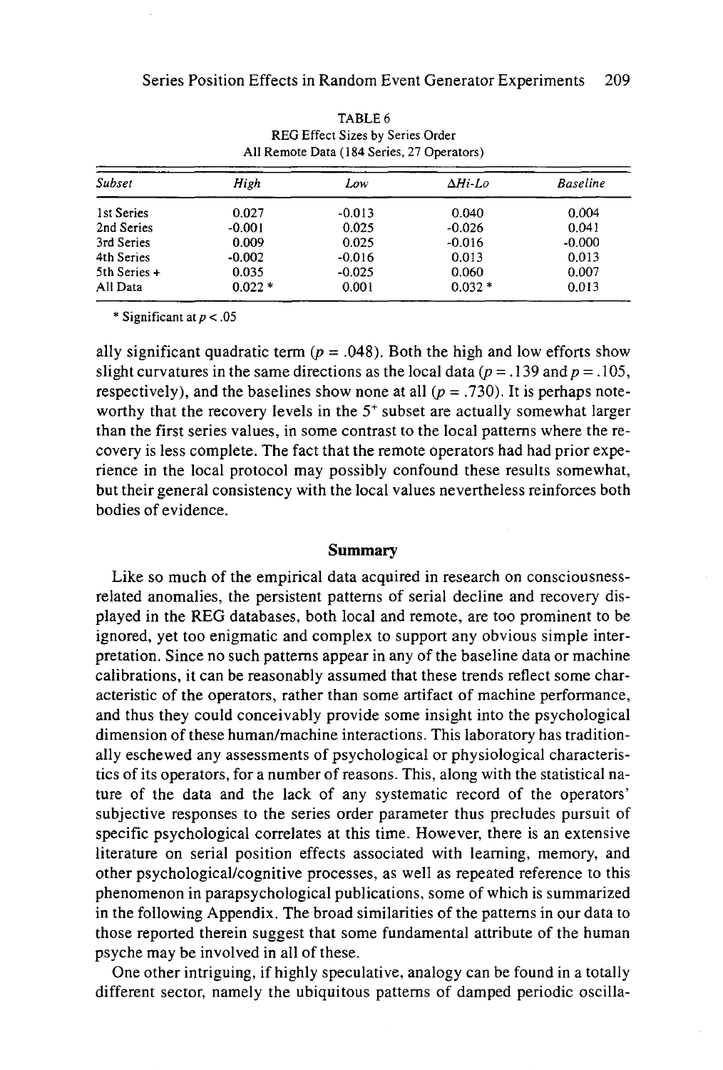TABLE 6
REG Effect Sizes by Series Order
All Remote Data (184 Series, 27 Operators)

| Subset | High | Low | ΔHi-Lo | Baseline |
|---|---|---|---|---|
| 1st Series | 0.027 | -0.013 | 0.040 | 0.004 |
| 2nd Series | -0.001 | 0.025 | -0.026 | 0.041 |
| 3rd Series | 0.009 | 0.025 | -0.016 | -0.000 |
| 4th Series | -0.002 | -0.016 | 0.013 | 0.013 |
| 5th Series + | 0.035 | -0.025 | 0.060 | 0.007 |
| All Data | 0.022 * | 0.001 | 0.032 * | 0.013 |

\* Significant at $p < .05$

ally significant quadratic term ($p = .048$). Both the high and low efforts show slight curvatures in the same directions as the local data ($p = .139$ and $p = .105$, respectively), and the baselines show none at all ($p = .730$). It is perhaps noteworthy that the recovery levels in the $5^+$ subset are actually somewhat larger than the first series values, in some contrast to the local patterns where the recovery is less complete. The fact that the remote operators had had prior experience in the local protocol may possibly confound these results somewhat, but their general consistency with the local values nevertheless reinforces both bodies of evidence.

## Summary

Like so much of the empirical data acquired in research on consciousness-related anomalies, the persistent patterns of serial decline and recovery displayed in the REG databases, both local and remote, are too prominent to be ignored, yet too enigmatic and complex to support any obvious simple interpretation. Since no such patterns appear in any of the baseline data or machine calibrations, it can be reasonably assumed that these trends reflect some characteristic of the operators, rather than some artifact of machine performance, and thus they could conceivably provide some insight into the psychological dimension of these human/machine interactions. This laboratory has traditionally eschewed any assessments of psychological or physiological characteristics of its operators, for a number of reasons. This, along with the statistical nature of the data and the lack of any systematic record of the operators' subjective responses to the series order parameter thus precludes pursuit of specific psychological correlates at this time. However, there is an extensive literature on serial position effects associated with learning, memory, and other psychological/cognitive processes, as well as repeated reference to this phenomenon in parapsychological publications, some of which is summarized in the following Appendix. The broad similarities of the patterns in our data to those reported therein suggest that some fundamental attribute of the human psyche may be involved in all of these.

One other intriguing, if highly speculative, analogy can be found in a totally different sector, namely the ubiquitous patterns of damped periodic oscilla-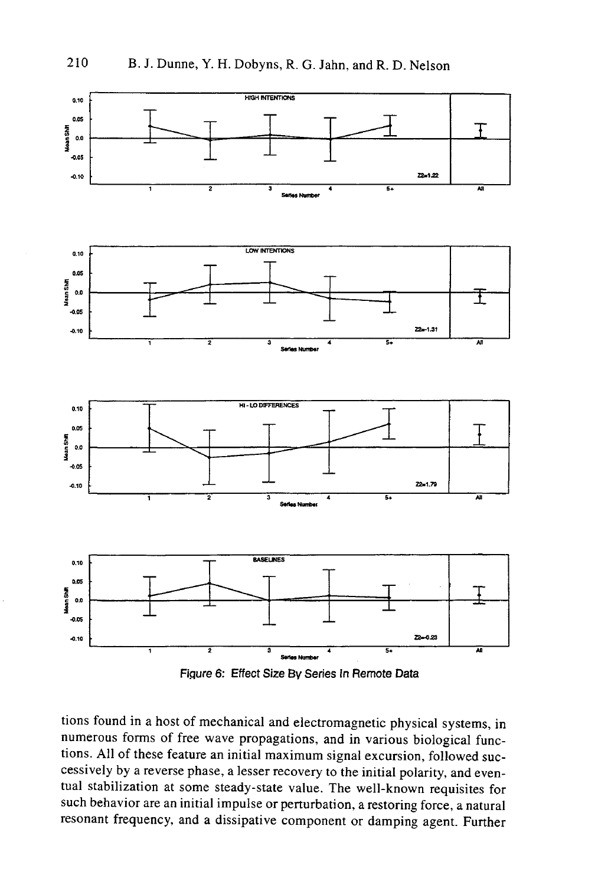Figure 6: Effect Size By Series In Remote Data

tions found in a host of mechanical and electromagnetic physical systems, in numerous forms of free wave propagations, and in various biological functions. All of these feature an initial maximum signal excursion, followed successively by a reverse phase, a lesser recovery to the initial polarity, and eventual stabilization at some steady-state value. The well-known requisites for such behavior are an initial impulse or perturbation, a restoring force, a natural resonant frequency, and a dissipative component or damping agent. Further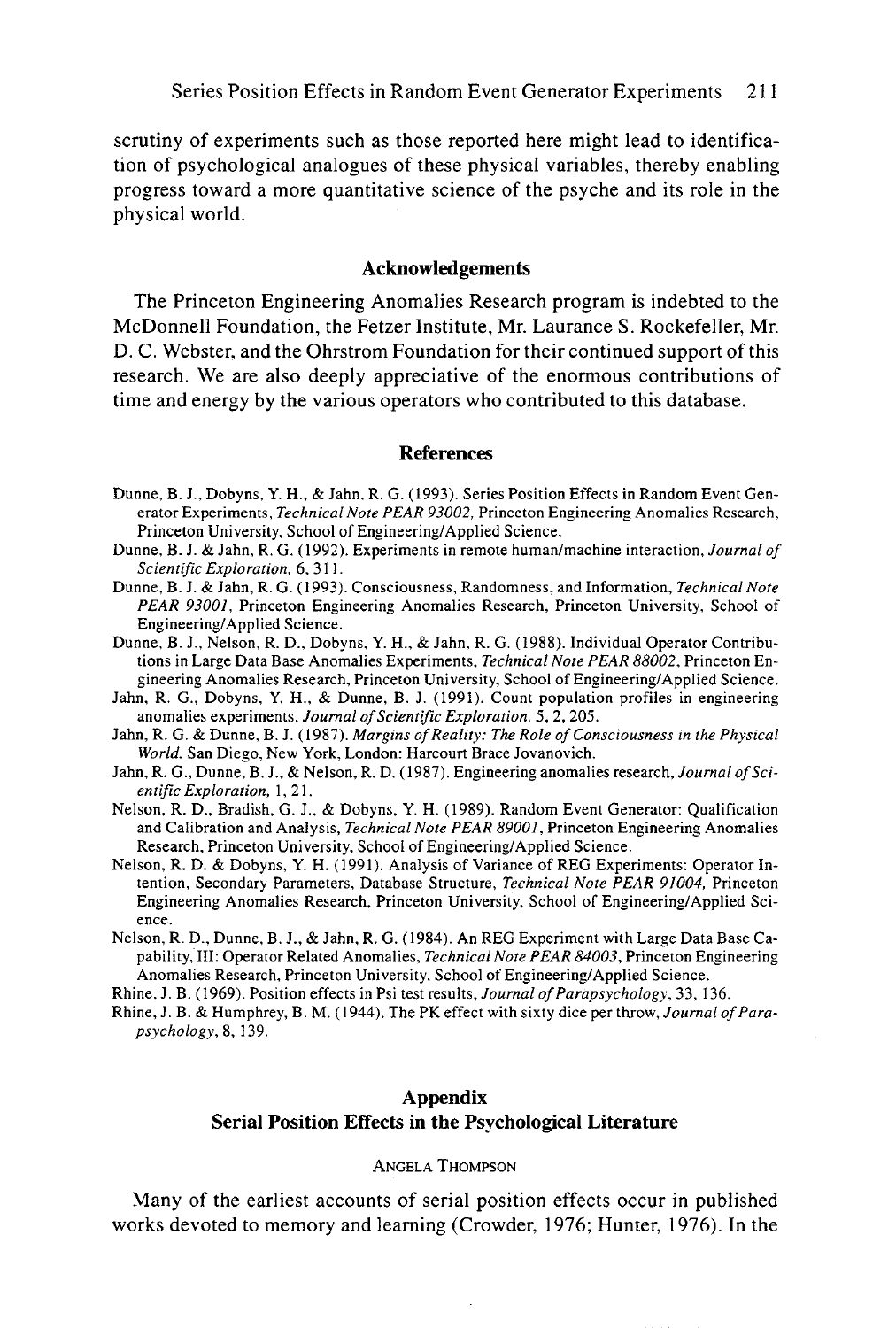scrutiny of experiments such as those reported here might lead to identification of psychological analogues of these physical variables, thereby enabling progress toward a more quantitative science of the psyche and its role in the physical world.

## Acknowledgements

The Princeton Engineering Anomalies Research program is indebted to the McDonnell Foundation, the Fetzer Institute, Mr. Laurance S. Rockefeller, Mr. D. C. Webster, and the Ohrstrom Foundation for their continued support of this research. We are also deeply appreciative of the enormous contributions of time and energy by the various operators who contributed to this database.

## References

Dunne, B. J., Dobyns, Y. H., & Jahn, R. G. (1993). Series Position Effects in Random Event Generator Experiments, *Technical Note PEAR 93002,* Princeton Engineering Anomalies Research, Princeton University, School of Engineering/Applied Science.

Dunne, B. J. & Jahn, R. G. (1992). Experiments in remote human/machine interaction, *Journal of Scientific Exploration,* 6, 311.

Dunne, B. J. & Jahn, R. G. (1993). Consciousness, Randomness, and Information, *Technical Note PEAR 93001,* Princeton Engineering Anomalies Research, Princeton University, School of Engineering/Applied Science.

Dunne, B. J., Nelson, R. D., Dobyns, Y. H., & Jahn, R. G. (1988). Individual Operator Contributions in Large Data Base Anomalies Experiments, *Technical Note PEAR 88002,* Princeton Engineering Anomalies Research, Princeton University, School of Engineering/Applied Science.

Jahn, R. G., Dobyns, Y. H., & Dunne, B. J. (1991). Count population profiles in engineering anomalies experiments, *Journal of Scientific Exploration,* 5, 2, 205.

Jahn, R. G. & Dunne, B. J. (1987). *Margins of Reality: The Role of Consciousness in the Physical World.* San Diego, New York, London: Harcourt Brace Jovanovich.

Jahn, R. G., Dunne, B. J., & Nelson, R. D. (1987). Engineering anomalies research, *Journal of Scientific Exploration,* 1, 21.

Nelson, R. D., Bradish, G. J., & Dobyns, Y. H. (1989). Random Event Generator: Qualification and Calibration and Analysis, *Technical Note PEAR 89001,* Princeton Engineering Anomalies Research, Princeton University, School of Engineering/Applied Science.

Nelson, R. D. & Dobyns, Y. H. (1991). Analysis of Variance of REG Experiments: Operator Intention, Secondary Parameters, Database Structure, *Technical Note PEAR 91004,* Princeton Engineering Anomalies Research, Princeton University, School of Engineering/Applied Science.

Nelson, R. D., Dunne, B. J., & Jahn, R. G. (1984). An REG Experiment with Large Data Base Capability, III: Operator Related Anomalies, *Technical Note PEAR 84003,* Princeton Engineering Anomalies Research, Princeton University, School of Engineering/Applied Science.

Rhine, J. B. (1969). Position effects in Psi test results, *Journal of Parapsychology,* 33, 136.

Rhine, J. B. & Humphrey, B. M. (1944). The PK effect with sixty dice per throw, *Journal of Parapsychology,* 8, 139.

## Appendix
## Serial Position Effects in the Psychological Literature

ANGELA THOMPSON

Many of the earliest accounts of serial position effects occur in published works devoted to memory and learning (Crowder, 1976; Hunter, 1976). In the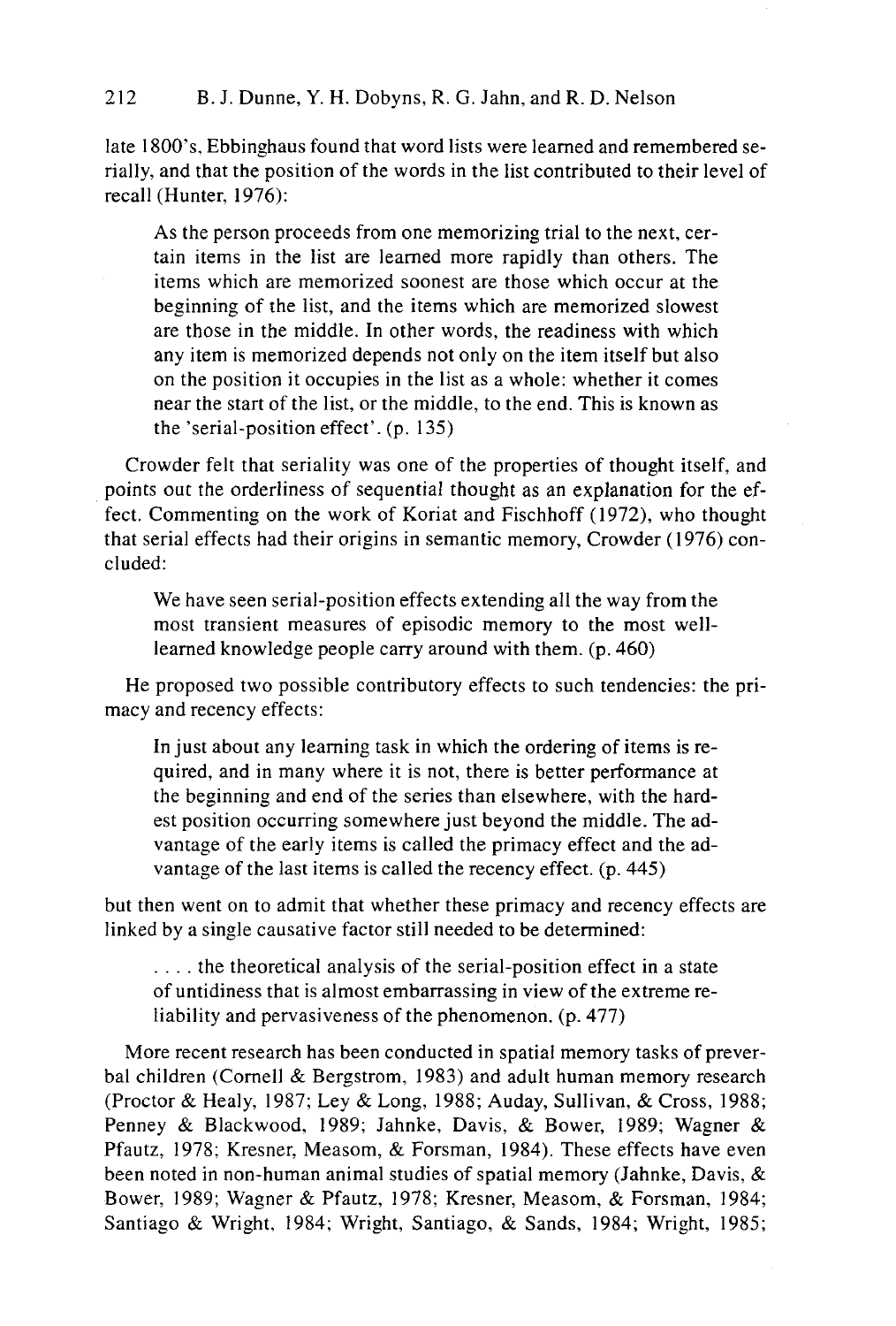late 1800's, Ebbinghaus found that word lists were learned and remembered serially, and that the position of the words in the list contributed to their level of recall (Hunter, 1976):

> As the person proceeds from one memorizing trial to the next, certain items in the list are learned more rapidly than others. The items which are memorized soonest are those which occur at the beginning of the list, and the items which are memorized slowest are those in the middle. In other words, the readiness with which any item is memorized depends not only on the item itself but also on the position it occupies in the list as a whole: whether it comes near the start of the list, or the middle, to the end. This is known as the 'serial-position effect'. (p. 135)

Crowder felt that seriality was one of the properties of thought itself, and points out the orderliness of sequential thought as an explanation for the effect. Commenting on the work of Koriat and Fischhoff (1972), who thought that serial effects had their origins in semantic memory, Crowder (1976) concluded:

> We have seen serial-position effects extending all the way from the most transient measures of episodic memory to the most well-learned knowledge people carry around with them. (p. 460)

He proposed two possible contributory effects to such tendencies: the primacy and recency effects:

> In just about any learning task in which the ordering of items is required, and in many where it is not, there is better performance at the beginning and end of the series than elsewhere, with the hardest position occurring somewhere just beyond the middle. The advantage of the early items is called the primacy effect and the advantage of the last items is called the recency effect. (p. 445)

but then went on to admit that whether these primacy and recency effects are linked by a single causative factor still needed to be determined:

> . . . . the theoretical analysis of the serial-position effect in a state of untidiness that is almost embarrassing in view of the extreme reliability and pervasiveness of the phenomenon. (p. 477)

More recent research has been conducted in spatial memory tasks of preverbal children (Cornell & Bergstrom, 1983) and adult human memory research (Proctor & Healy, 1987; Ley & Long, 1988; Auday, Sullivan, & Cross, 1988; Penney & Blackwood, 1989; Jahnke, Davis, & Bower, 1989; Wagner & Pfautz, 1978; Kresner, Measom, & Forsman, 1984). These effects have even been noted in non-human animal studies of spatial memory (Jahnke, Davis, & Bower, 1989; Wagner & Pfautz, 1978; Kresner, Measom, & Forsman, 1984; Santiago & Wright, 1984; Wright, Santiago, & Sands, 1984; Wright, 1985;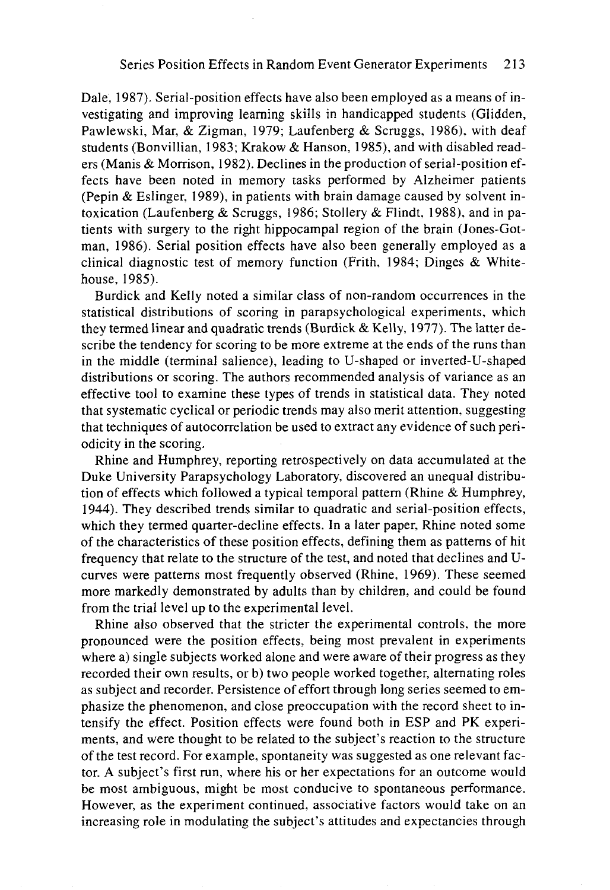Dale, 1987). Serial-position effects have also been employed as a means of investigating and improving learning skills in handicapped students (Glidden, Pawlewski, Mar, & Zigman, 1979; Laufenberg & Scruggs, 1986), with deaf students (Bonvillian, 1983; Krakow & Hanson, 1985), and with disabled readers (Manis & Morrison, 1982). Declines in the production of serial-position effects have been noted in memory tasks performed by Alzheimer patients (Pepin & Eslinger, 1989), in patients with brain damage caused by solvent intoxication (Laufenberg & Scruggs, 1986; Stollery & Flindt, 1988), and in patients with surgery to the right hippocampal region of the brain (Jones-Gotman, 1986). Serial position effects have also been generally employed as a clinical diagnostic test of memory function (Frith, 1984; Dinges & Whitehouse, 1985).

Burdick and Kelly noted a similar class of non-random occurrences in the statistical distributions of scoring in parapsychological experiments, which they termed linear and quadratic trends (Burdick & Kelly, 1977). The latter describe the tendency for scoring to be more extreme at the ends of the runs than in the middle (terminal salience), leading to U-shaped or inverted-U-shaped distributions or scoring. The authors recommended analysis of variance as an effective tool to examine these types of trends in statistical data. They noted that systematic cyclical or periodic trends may also merit attention, suggesting that techniques of autocorrelation be used to extract any evidence of such periodicity in the scoring.

Rhine and Humphrey, reporting retrospectively on data accumulated at the Duke University Parapsychology Laboratory, discovered an unequal distribution of effects which followed a typical temporal pattern (Rhine & Humphrey, 1944). They described trends similar to quadratic and serial-position effects, which they termed quarter-decline effects. In a later paper, Rhine noted some of the characteristics of these position effects, defining them as patterns of hit frequency that relate to the structure of the test, and noted that declines and U-curves were patterns most frequently observed (Rhine, 1969). These seemed more markedly demonstrated by adults than by children, and could be found from the trial level up to the experimental level.

Rhine also observed that the stricter the experimental controls, the more pronounced were the position effects, being most prevalent in experiments where a) single subjects worked alone and were aware of their progress as they recorded their own results, or b) two people worked together, alternating roles as subject and recorder. Persistence of effort through long series seemed to emphasize the phenomenon, and close preoccupation with the record sheet to intensify the effect. Position effects were found both in ESP and PK experiments, and were thought to be related to the subject's reaction to the structure of the test record. For example, spontaneity was suggested as one relevant factor. A subject's first run, where his or her expectations for an outcome would be most ambiguous, might be most conducive to spontaneous performance. However, as the experiment continued, associative factors would take on an increasing role in modulating the subject's attitudes and expectancies through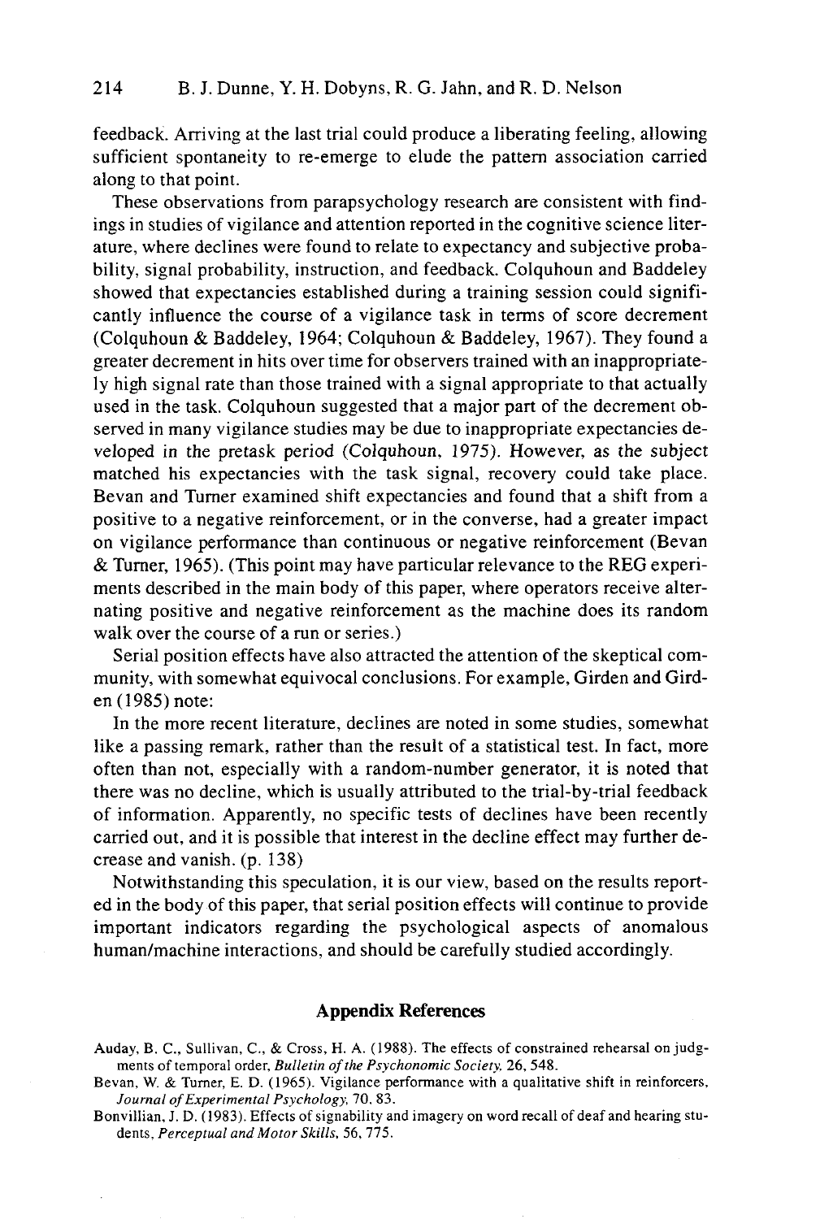feedback. Arriving at the last trial could produce a liberating feeling, allowing sufficient spontaneity to re-emerge to elude the pattern association carried along to that point.

These observations from parapsychology research are consistent with findings in studies of vigilance and attention reported in the cognitive science literature, where declines were found to relate to expectancy and subjective probability, signal probability, instruction, and feedback. Colquhoun and Baddeley showed that expectancies established during a training session could significantly influence the course of a vigilance task in terms of score decrement (Colquhoun & Baddeley, 1964; Colquhoun & Baddeley, 1967). They found a greater decrement in hits over time for observers trained with an inappropriately high signal rate than those trained with a signal appropriate to that actually used in the task. Colquhoun suggested that a major part of the decrement observed in many vigilance studies may be due to inappropriate expectancies developed in the pretask period (Colquhoun, 1975). However, as the subject matched his expectancies with the task signal, recovery could take place. Bevan and Turner examined shift expectancies and found that a shift from a positive to a negative reinforcement, or in the converse, had a greater impact on vigilance performance than continuous or negative reinforcement (Bevan & Turner, 1965). (This point may have particular relevance to the REG experiments described in the main body of this paper, where operators receive alternating positive and negative reinforcement as the machine does its random walk over the course of a run or series.)

Serial position effects have also attracted the attention of the skeptical community, with somewhat equivocal conclusions. For example, Girden and Girden (1985) note:

In the more recent literature, declines are noted in some studies, somewhat like a passing remark, rather than the result of a statistical test. In fact, more often than not, especially with a random-number generator, it is noted that there was no decline, which is usually attributed to the trial-by-trial feedback of information. Apparently, no specific tests of declines have been recently carried out, and it is possible that interest in the decline effect may further decrease and vanish. (p. 138)

Notwithstanding this speculation, it is our view, based on the results reported in the body of this paper, that serial position effects will continue to provide important indicators regarding the psychological aspects of anomalous human/machine interactions, and should be carefully studied accordingly.

## Appendix References

Auday, B. C., Sullivan, C., & Cross, H. A. (1988). The effects of constrained rehearsal on judgments of temporal order. *Bulletin of the Psychonomic Society*, 26, 548.

Bevan, W. & Turner, E. D. (1965). Vigilance performance with a qualitative shift in reinforcers. *Journal of Experimental Psychology*, 70, 83.

Bonvillian, J. D. (1983). Effects of signability and imagery on word recall of deaf and hearing students. *Perceptual and Motor Skills*, 56, 775.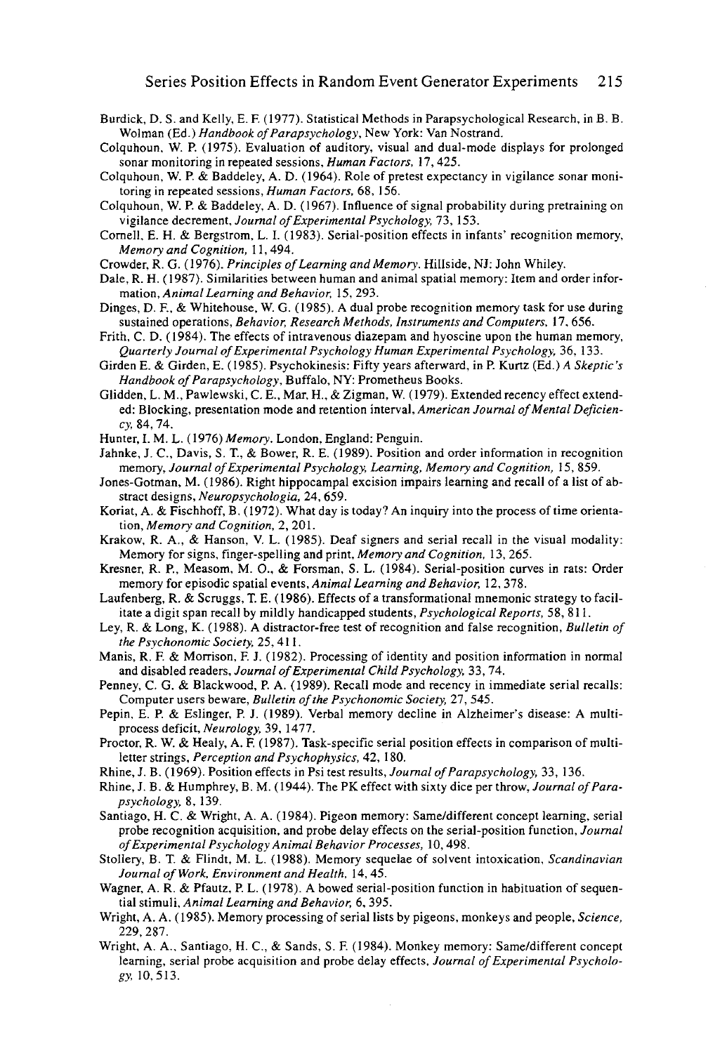Burdick, D. S. and Kelly, E. F. (1977). Statistical Methods in Parapsychological Research, in B. B. Wolman (Ed.) *Handbook of Parapsychology*, New York: Van Nostrand.

Colquhoun, W. P. (1975). Evaluation of auditory, visual and dual-mode displays for prolonged sonar monitoring in repeated sessions, *Human Factors*, 17, 425.

Colquhoun, W. P. & Baddeley, A. D. (1964). Role of pretest expectancy in vigilance sonar monitoring in repeated sessions, *Human Factors*, 68, 156.

Colquhoun, W. P. & Baddeley, A. D. (1967). Influence of signal probability during pretraining on vigilance decrement, *Journal of Experimental Psychology*, 73, 153.

Cornell, E. H. & Bergstrom, L. I. (1983). Serial-position effects in infants' recognition memory, *Memory and Cognition*, 11, 494.

Crowder, R. G. (1976). *Principles of Learning and Memory*. Hillside, NJ: John Whiley.

Dale, R. H. (1987). Similarities between human and animal spatial memory: Item and order information, *Animal Learning and Behavior*, 15, 293.

Dinges, D. F., & Whitehouse, W. G. (1985). A dual probe recognition memory task for use during sustained operations, *Behavior, Research Methods, Instruments and Computers*, 17, 656.

Frith, C. D. (1984). The effects of intravenous diazepam and hyoscine upon the human memory, *Quarterly Journal of Experimental Psychology Human Experimental Psychology*, 36, 133.

Girden E. & Girden, E. (1985). Psychokinesis: Fifty years afterward, in P. Kurtz (Ed.) *A Skeptic's Handbook of Parapsychology*, Buffalo, NY: Prometheus Books.

Glidden, L. M., Pawlewski, C. E., Mar, H., & Zigman, W. (1979). Extended recency effect extended: Blocking, presentation mode and retention interval, *American Journal of Mental Deficiency*, 84, 74.

Hunter, I. M. L. (1976) *Memory*. London, England: Penguin.

Jahnke, J. C., Davis, S. T., & Bower, R. E. (1989). Position and order information in recognition memory, *Journal of Experimental Psychology, Learning, Memory and Cognition*, 15, 859.

Jones-Gotman, M. (1986). Right hippocampal excision impairs learning and recall of a list of abstract designs, *Neuropsychologia*, 24, 659.

Koriat, A. & Fischhoff, B. (1972). What day is today? An inquiry into the process of time orientation, *Memory and Cognition*, 2, 201.

Krakow, R. A., & Hanson, V. L. (1985). Deaf signers and serial recall in the visual modality: Memory for signs, finger-spelling and print, *Memory and Cognition*, 13, 265.

Kresner, R. P., Measom, M. O., & Forsman, S. L. (1984). Serial-position curves in rats: Order memory for episodic spatial events, *Animal Learning and Behavior*, 12, 378.

Laufenberg, R. & Scruggs, T. E. (1986). Effects of a transformational mnemonic strategy to facilitate a digit span recall by mildly handicapped students, *Psychological Reports*, 58, 811.

Ley, R. & Long, K. (1988). A distractor-free test of recognition and false recognition, *Bulletin of the Psychonomic Society*, 25, 411.

Manis, R. F. & Morrison, F. J. (1982). Processing of identity and position information in normal and disabled readers, *Journal of Experimental Child Psychology*, 33, 74.

Penney, C. G. & Blackwood, P. A. (1989). Recall mode and recency in immediate serial recalls: Computer users beware, *Bulletin of the Psychonomic Society*, 27, 545.

Pepin, E. P. & Eslinger, P. J. (1989). Verbal memory decline in Alzheimer's disease: A multiprocess deficit, *Neurology*, 39, 1477.

Proctor, R. W. & Healy, A. F. (1987). Task-specific serial position effects in comparison of multiletter strings, *Perception and Psychophysics*, 42, 180.

Rhine, J. B. (1969). Position effects in Psi test results, *Journal of Parapsychology*, 33, 136.

Rhine, J. B. & Humphrey, B. M. (1944). The PK effect with sixty dice per throw, *Journal of Parapsychology*, 8, 139.

Santiago, H. C. & Wright, A. A. (1984). Pigeon memory: Same/different concept learning, serial probe recognition acquisition, and probe delay effects on the serial-position function, *Journal of Experimental Psychology Animal Behavior Processes*, 10, 498.

Stollery, B. T. & Flindt, M. L. (1988). Memory sequelae of solvent intoxication, *Scandinavian Journal of Work, Environment and Health*, 14, 45.

Wagner, A. R. & Pfautz, P. L. (1978). A bowed serial-position function in habituation of sequential stimuli, *Animal Learning and Behavior*, 6, 395.

Wright, A. A. (1985). Memory processing of serial lists by pigeons, monkeys and people, *Science*, 229, 287.

Wright, A. A., Santiago, H. C., & Sands, S. F. (1984). Monkey memory: Same/different concept learning, serial probe acquisition and probe delay effects, *Journal of Experimental Psychology*, 10, 513.